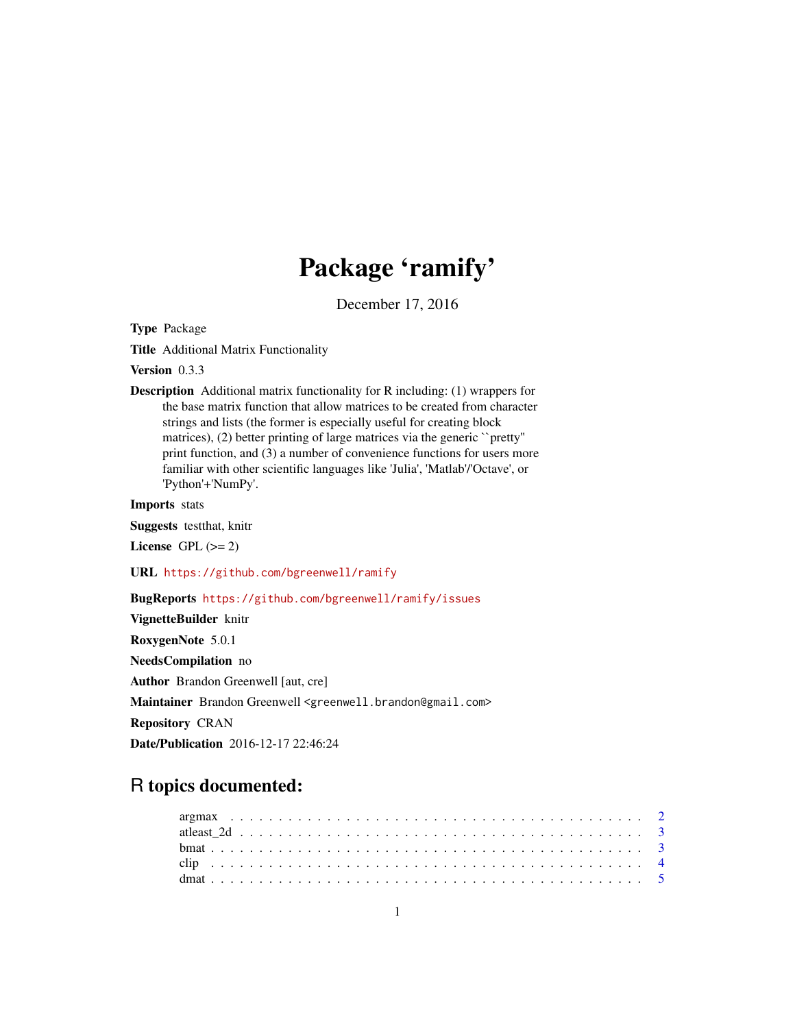# Package 'ramify'

December 17, 2016

**Type** Package

**Title** Additional Matrix Functionality

**Version** 0.3.3

**Description** Additional matrix functionality for R including: (1) wrappers for the base matrix function that allow matrices to be created from character strings and lists (the former is especially useful for creating block matrices), (2) better printing of large matrices via the generic ``pretty'' print function, and (3) a number of convenience functions for users more familiar with other scientific languages like 'Julia', 'Matlab'/'Octave', or 'Python'+'NumPy'.

**Imports** stats

**Suggests** testthat, knitr

**License** GPL (>= 2)

**URL** https://github.com/bgreenwell/ramify

**BugReports** https://github.com/bgreenwell/ramify/issues

**VignetteBuilder** knitr

**RoxygenNote** 5.0.1

**NeedsCompilation** no

**Author** Brandon Greenwell [aut, cre]

**Maintainer** Brandon Greenwell <greenwell.brandon@gmail.com>

**Repository** CRAN

**Date/Publication** 2016-12-17 22:46:24

## R topics documented:

| | |
|---|---|
| argmax | 2 |
| atleast_2d | 3 |
| bmat | 3 |
| clip | 4 |
| dmat | 5 |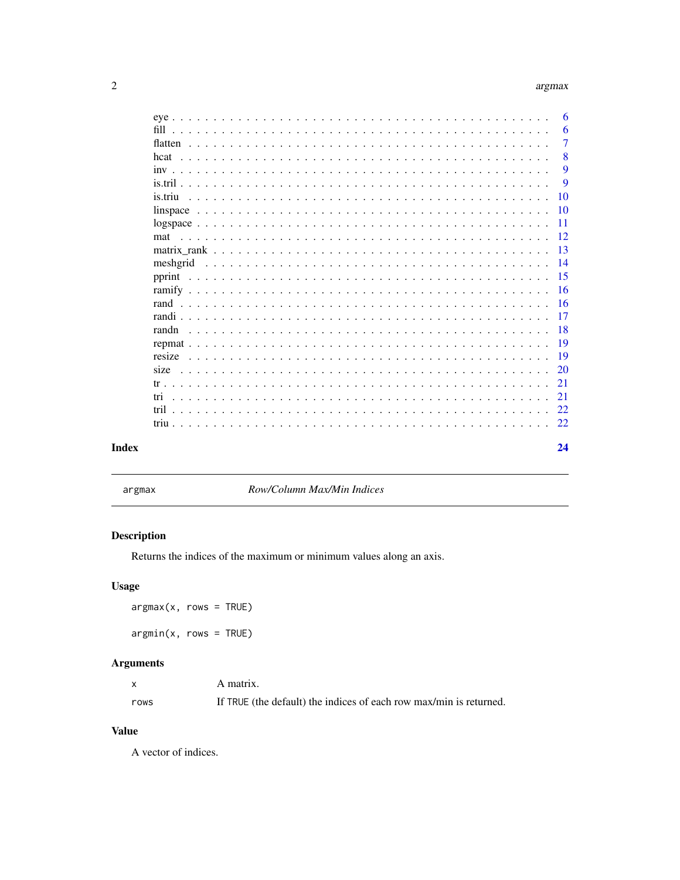| | |
|---|---|
| eye | 6 |
| fill | 6 |
| flatten | 7 |
| hcat | 8 |
| inv | 9 |
| is.tril | 9 |
| is.triu | 10 |
| linspace | 10 |
| logspace | 11 |
| mat | 12 |
| matrix_rank | 13 |
| meshgrid | 14 |
| pprint | 15 |
| ramify | 16 |
| rand | 16 |
| randi | 17 |
| randn | 18 |
| repmat | 19 |
| resize | 19 |
| size | 20 |
| tr | 21 |
| tri | 21 |
| tril | 22 |
| triu | 22 |

**Index** **24**

---

`argmax` *Row/Column Max/Min Indices*

---

## Description

Returns the indices of the maximum or minimum values along an axis.

## Usage

```
argmax(x, rows = TRUE)

argmin(x, rows = TRUE)
```

## Arguments

| | |
|---|---|
| `x` | A matrix. |
| `rows` | If `TRUE` (the default) the indices of each row max/min is returned. |

## Value

A vector of indices.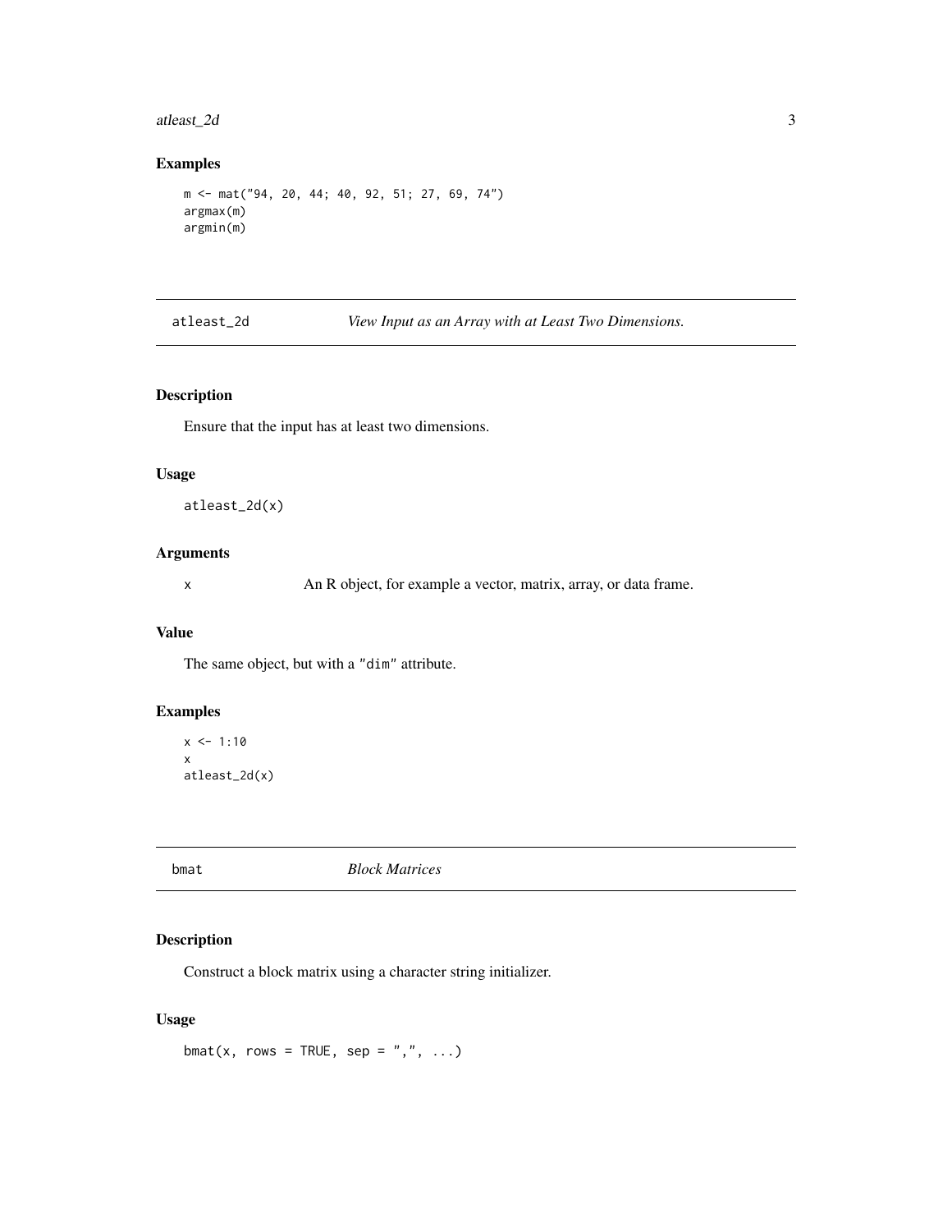## Examples

```
m <- mat("94, 20, 44; 40, 92, 51; 27, 69, 74")
argmax(m)
argmin(m)
```

---

# atleast_2d — *View Input as an Array with at Least Two Dimensions.*

## Description

Ensure that the input has at least two dimensions.

## Usage

```
atleast_2d(x)
```

## Arguments

| | |
|---|---|
| x | An R object, for example a vector, matrix, array, or data frame. |

## Value

The same object, but with a "dim" attribute.

## Examples

```
x <- 1:10
x
atleast_2d(x)
```

---

# bmat — *Block Matrices*

## Description

Construct a block matrix using a character string initializer.

## Usage

```
bmat(x, rows = TRUE, sep = ",", ...)
```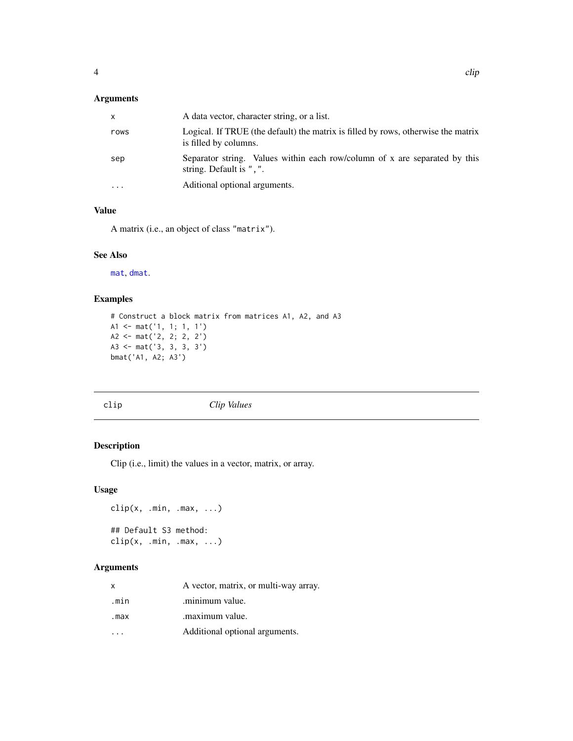### Arguments

| | |
|---|---|
| `x` | A data vector, character string, or a list. |
| `rows` | Logical. If TRUE (the default) the matrix is filled by rows, otherwise the matrix is filled by columns. |
| `sep` | Separator string. Values within each row/column of x are separated by this string. Default is ",". |
| `...` | Aditional optional arguments. |

### Value

A matrix (i.e., an object of class "matrix").

### See Also

`mat`, `dmat`.

### Examples

```
# Construct a block matrix from matrices A1, A2, and A3
A1 <- mat('1, 1; 1, 1')
A2 <- mat('2, 2; 2, 2')
A3 <- mat('3, 3, 3, 3')
bmat('A1, A2; A3')
```

---

## clip    *Clip Values*

---

### Description

Clip (i.e., limit) the values in a vector, matrix, or array.

### Usage

```
clip(x, .min, .max, ...)

## Default S3 method:
clip(x, .min, .max, ...)
```

### Arguments

| | |
|---|---|
| `x` | A vector, matrix, or multi-way array. |
| `.min` | .minimum value. |
| `.max` | .maximum value. |
| `...` | Additional optional arguments. |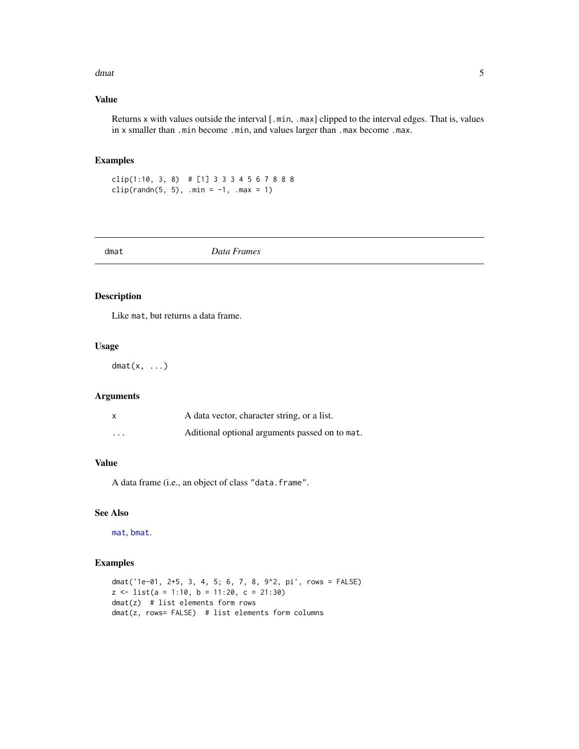### Value

Returns `x` with values outside the interval [`.min`, `.max`] clipped to the interval edges. That is, values in `x` smaller than `.min` become `.min`, and values larger than `.max` become `.max`.

### Examples

```
clip(1:10, 3, 8)  # [1] 3 3 3 4 5 6 7 8 8 8
clip(randn(5, 5), .min = -1, .max = 1)
```

---

## dmat *Data Frames*

### Description

Like `mat`, but returns a data frame.

### Usage

```
dmat(x, ...)
```

### Arguments

| | |
|---|---|
| `x` | A data vector, character string, or a list. |
| `...` | Aditional optional arguments passed on to `mat`. |

### Value

A data frame (i.e., an object of class `"data.frame"`.

### See Also

`mat`, `bmat`.

### Examples

```
dmat('1e-01, 2+5, 3, 4, 5; 6, 7, 8, 9^2, pi', rows = FALSE)
z <- list(a = 1:10, b = 11:20, c = 21:30)
dmat(z)  # list elements form rows
dmat(z, rows= FALSE)  # list elements form columns
```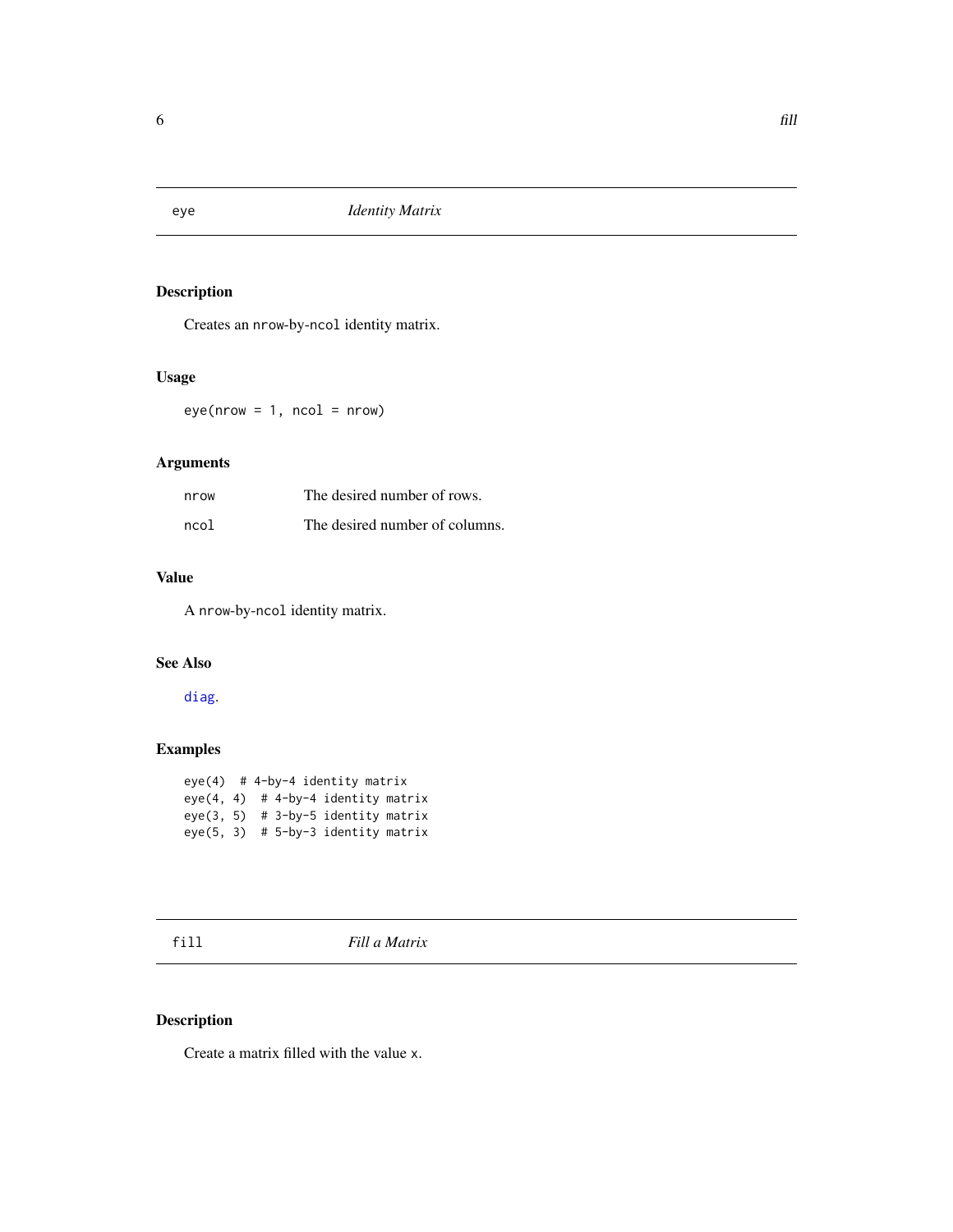## eye — *Identity Matrix*

### Description

Creates an `nrow`-by-`ncol` identity matrix.

### Usage

```
eye(nrow = 1, ncol = nrow)
```

### Arguments

| | |
|---|---|
| `nrow` | The desired number of rows. |
| `ncol` | The desired number of columns. |

### Value

A `nrow`-by-`ncol` identity matrix.

### See Also

`diag`.

### Examples

```
eye(4)  # 4-by-4 identity matrix
eye(4, 4)  # 4-by-4 identity matrix
eye(3, 5)  # 3-by-5 identity matrix
eye(5, 3)  # 5-by-3 identity matrix
```

## fill — *Fill a Matrix*

### Description

Create a matrix filled with the value `x`.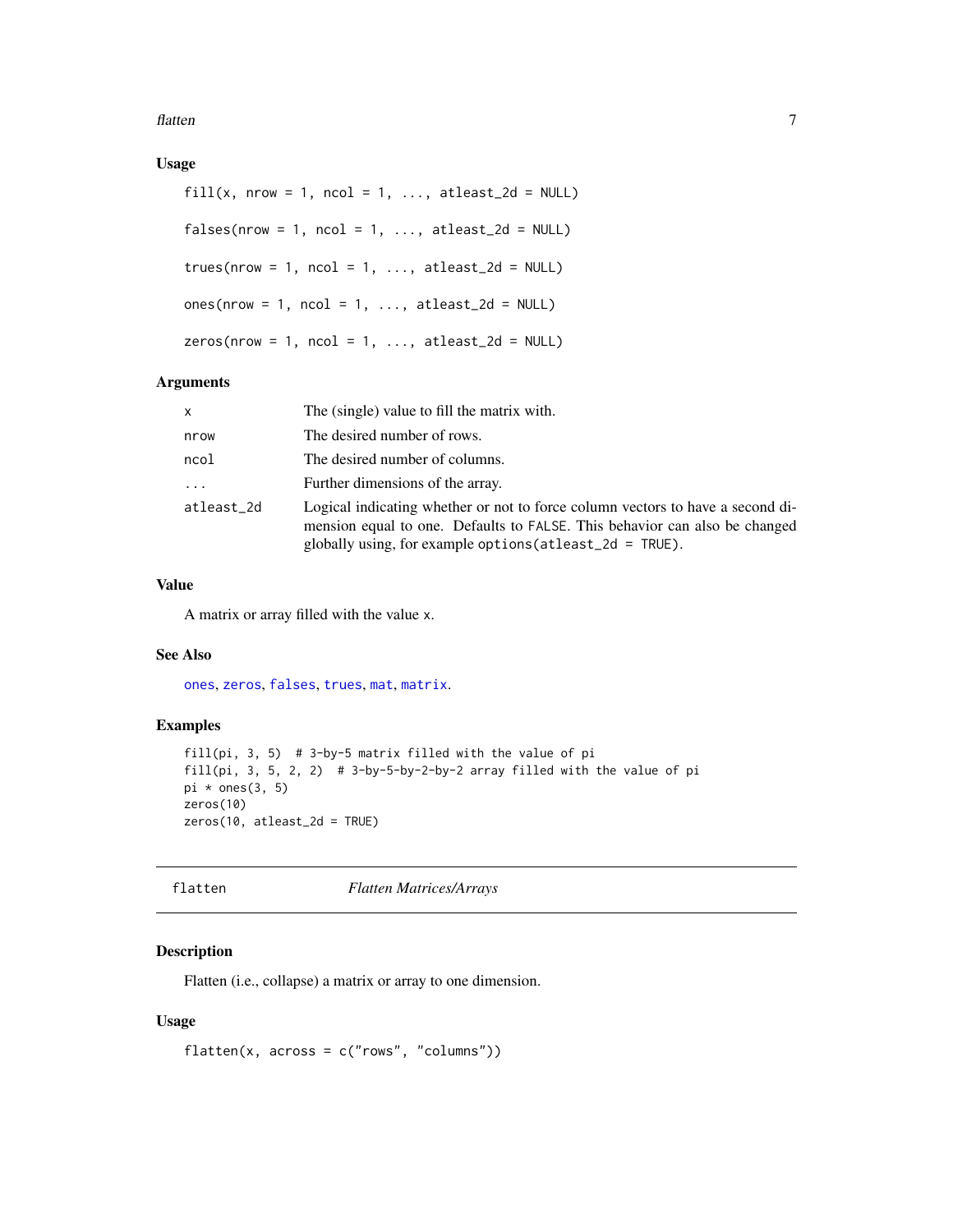### Usage

```
fill(x, nrow = 1, ncol = 1, ..., atleast_2d = NULL)

falses(nrow = 1, ncol = 1, ..., atleast_2d = NULL)

trues(nrow = 1, ncol = 1, ..., atleast_2d = NULL)

ones(nrow = 1, ncol = 1, ..., atleast_2d = NULL)

zeros(nrow = 1, ncol = 1, ..., atleast_2d = NULL)
```

### Arguments

| | |
|---|---|
| `x` | The (single) value to fill the matrix with. |
| `nrow` | The desired number of rows. |
| `ncol` | The desired number of columns. |
| `...` | Further dimensions of the array. |
| `atleast_2d` | Logical indicating whether or not to force column vectors to have a second dimension equal to one. Defaults to `FALSE`. This behavior can also be changed globally using, for example `options(atleast_2d = TRUE)`. |

### Value

A matrix or array filled with the value `x`.

### See Also

`ones`, `zeros`, `falses`, `trues`, `mat`, `matrix`.

### Examples

```
fill(pi, 3, 5)  # 3-by-5 matrix filled with the value of pi
fill(pi, 3, 5, 2, 2)  # 3-by-5-by-2-by-2 array filled with the value of pi
pi * ones(3, 5)
zeros(10)
zeros(10, atleast_2d = TRUE)
```

---

## flatten — *Flatten Matrices/Arrays*

---

### Description

Flatten (i.e., collapse) a matrix or array to one dimension.

### Usage

```
flatten(x, across = c("rows", "columns"))
```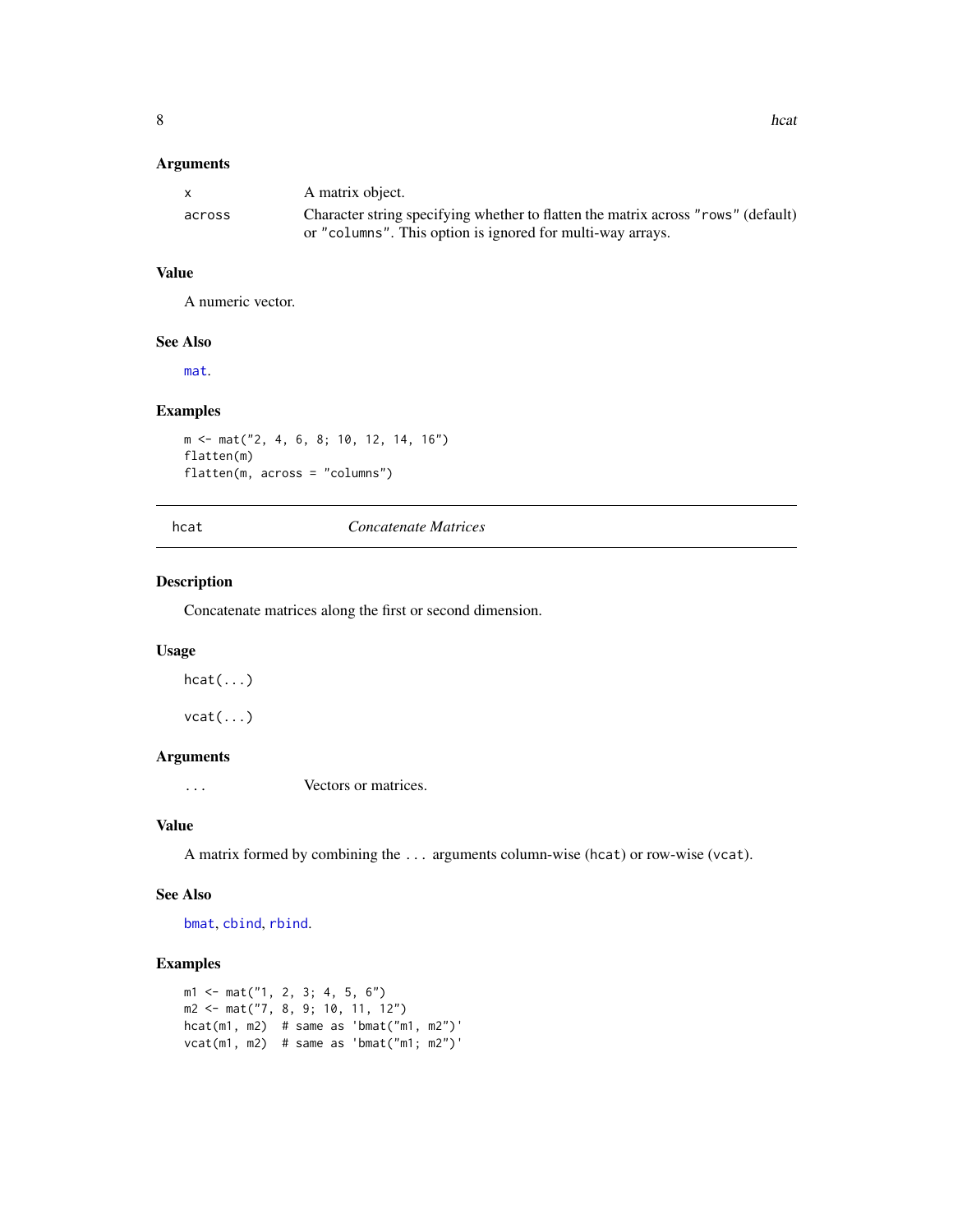### Arguments

| | |
|---|---|
| `x` | A matrix object. |
| `across` | Character string specifying whether to flatten the matrix across `"rows"` (default) or `"columns"`. This option is ignored for multi-way arrays. |

### Value

A numeric vector.

### See Also

`mat`.

### Examples

```
m <- mat("2, 4, 6, 8; 10, 12, 14, 16")
flatten(m)
flatten(m, across = "columns")
```

---

## `hcat` *Concatenate Matrices*

### Description

Concatenate matrices along the first or second dimension.

### Usage

```
hcat(...)

vcat(...)
```

### Arguments

| | |
|---|---|
| `...` | Vectors or matrices. |

### Value

A matrix formed by combining the `...` arguments column-wise (`hcat`) or row-wise (`vcat`).

### See Also

`bmat`, `cbind`, `rbind`.

### Examples

```
m1 <- mat("1, 2, 3; 4, 5, 6")
m2 <- mat("7, 8, 9; 10, 11, 12")
hcat(m1, m2)  # same as 'bmat("m1, m2")'
vcat(m1, m2)  # same as 'bmat("m1; m2")'
```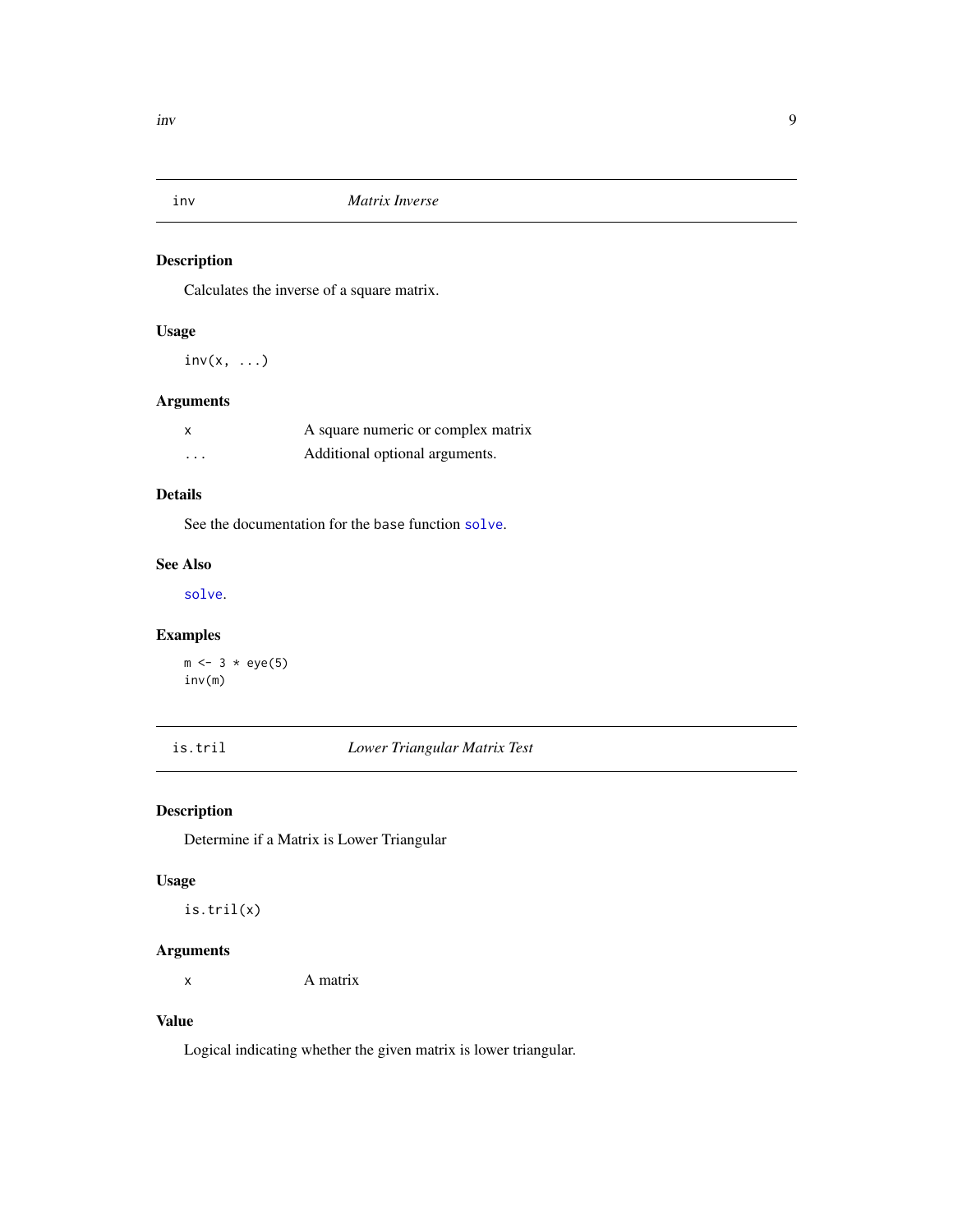## inv — *Matrix Inverse*

### Description

Calculates the inverse of a square matrix.

### Usage

```
inv(x, ...)
```

### Arguments

| | |
|---|---|
| `x` | A square numeric or complex matrix |
| `...` | Additional optional arguments. |

### Details

See the documentation for the `base` function `solve`.

### See Also

`solve`.

### Examples

```
m <- 3 * eye(5)
inv(m)
```

## is.tril — *Lower Triangular Matrix Test*

### Description

Determine if a Matrix is Lower Triangular

### Usage

```
is.tril(x)
```

### Arguments

| | |
|---|---|
| `x` | A matrix |

### Value

Logical indicating whether the given matrix is lower triangular.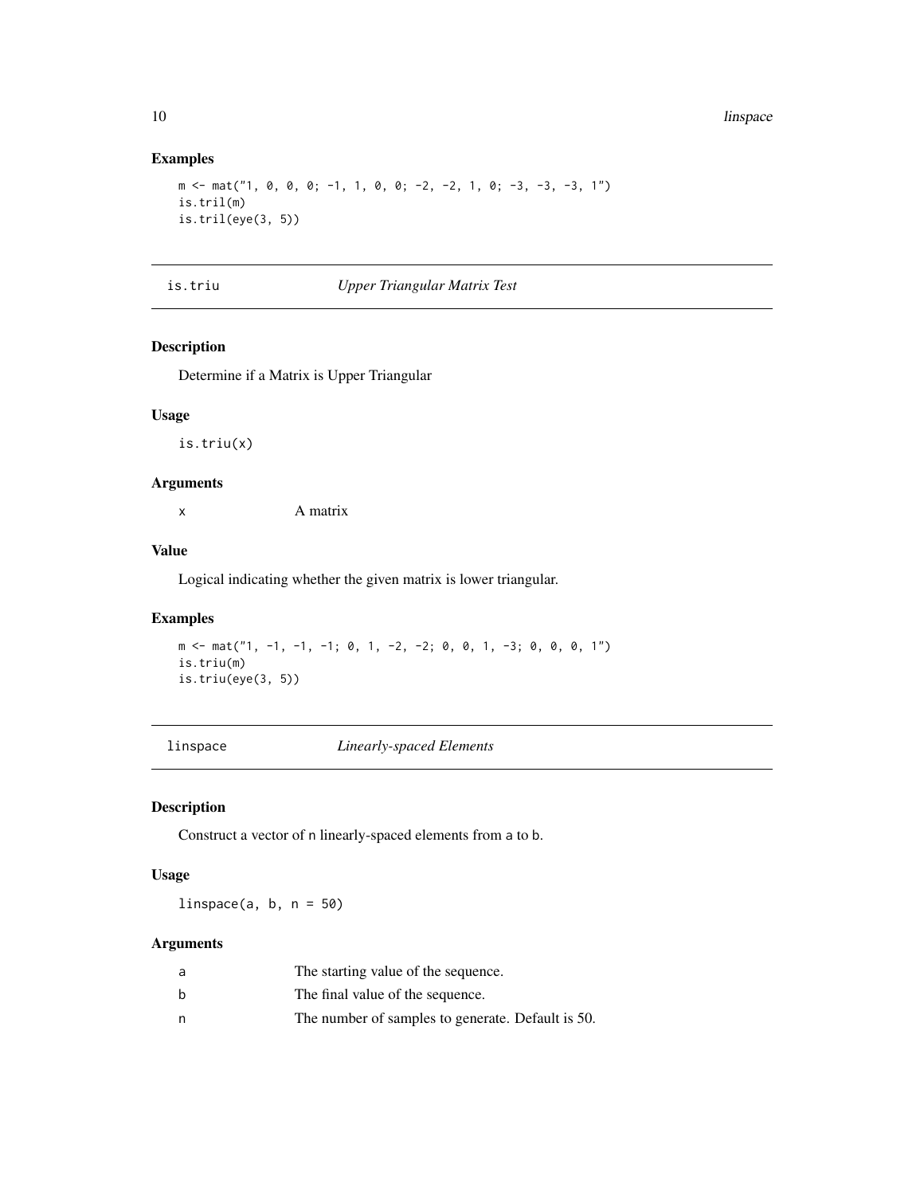### Examples

```
m <- mat("1, 0, 0, 0; -1, 1, 0, 0; -2, -2, 1, 0; -3, -3, -3, 1")
is.tril(m)
is.tril(eye(3, 5))
```

---

## is.triu — *Upper Triangular Matrix Test*

### Description

Determine if a Matrix is Upper Triangular

### Usage

```
is.triu(x)
```

### Arguments

| | |
|---|---|
| x | A matrix |

### Value

Logical indicating whether the given matrix is lower triangular.

### Examples

```
m <- mat("1, -1, -1, -1; 0, 1, -2, -2; 0, 0, 1, -3; 0, 0, 0, 1")
is.triu(m)
is.triu(eye(3, 5))
```

---

## linspace — *Linearly-spaced Elements*

### Description

Construct a vector of n linearly-spaced elements from a to b.

### Usage

```
linspace(a, b, n = 50)
```

### Arguments

| | |
|---|---|
| a | The starting value of the sequence. |
| b | The final value of the sequence. |
| n | The number of samples to generate. Default is 50. |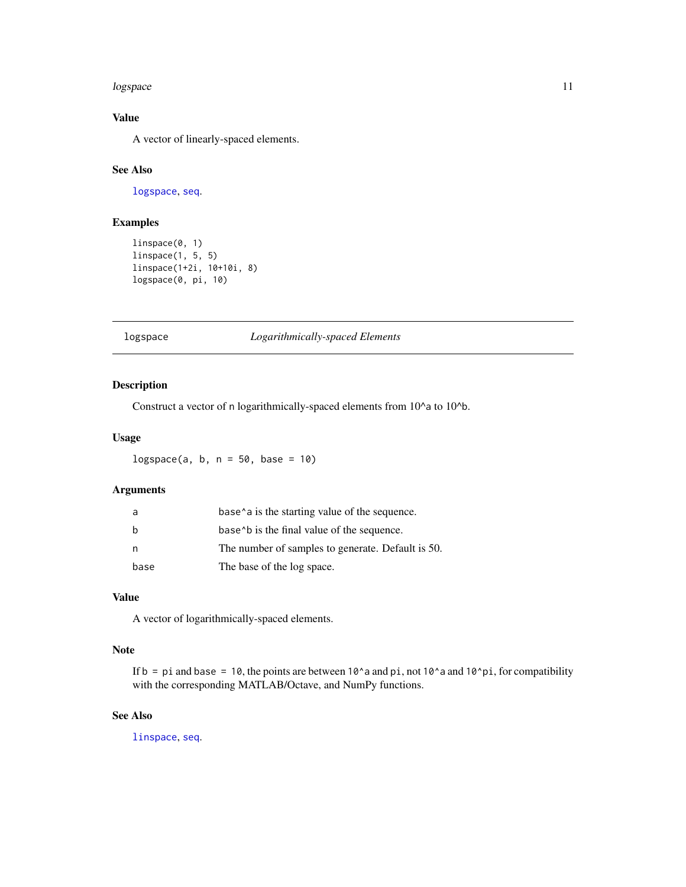## Value

A vector of linearly-spaced elements.

## See Also

`logspace`, `seq`.

## Examples

```
linspace(0, 1)
linspace(1, 5, 5)
linspace(1+2i, 10+10i, 8)
logspace(0, pi, 10)
```

---

# logspace *Logarithmically-spaced Elements*

---

## Description

Construct a vector of `n` logarithmically-spaced elements from 10^a to 10^b.

## Usage

```
logspace(a, b, n = 50, base = 10)
```

## Arguments

| | |
|---|---|
| `a` | `base^a` is the starting value of the sequence. |
| `b` | `base^b` is the final value of the sequence. |
| `n` | The number of samples to generate. Default is 50. |
| `base` | The base of the log space. |

## Value

A vector of logarithmically-spaced elements.

## Note

If `b = pi` and `base = 10`, the points are between `10^a` and `pi`, not `10^a` and `10^pi`, for compatibility with the corresponding MATLAB/Octave, and NumPy functions.

## See Also

`linspace`, `seq`.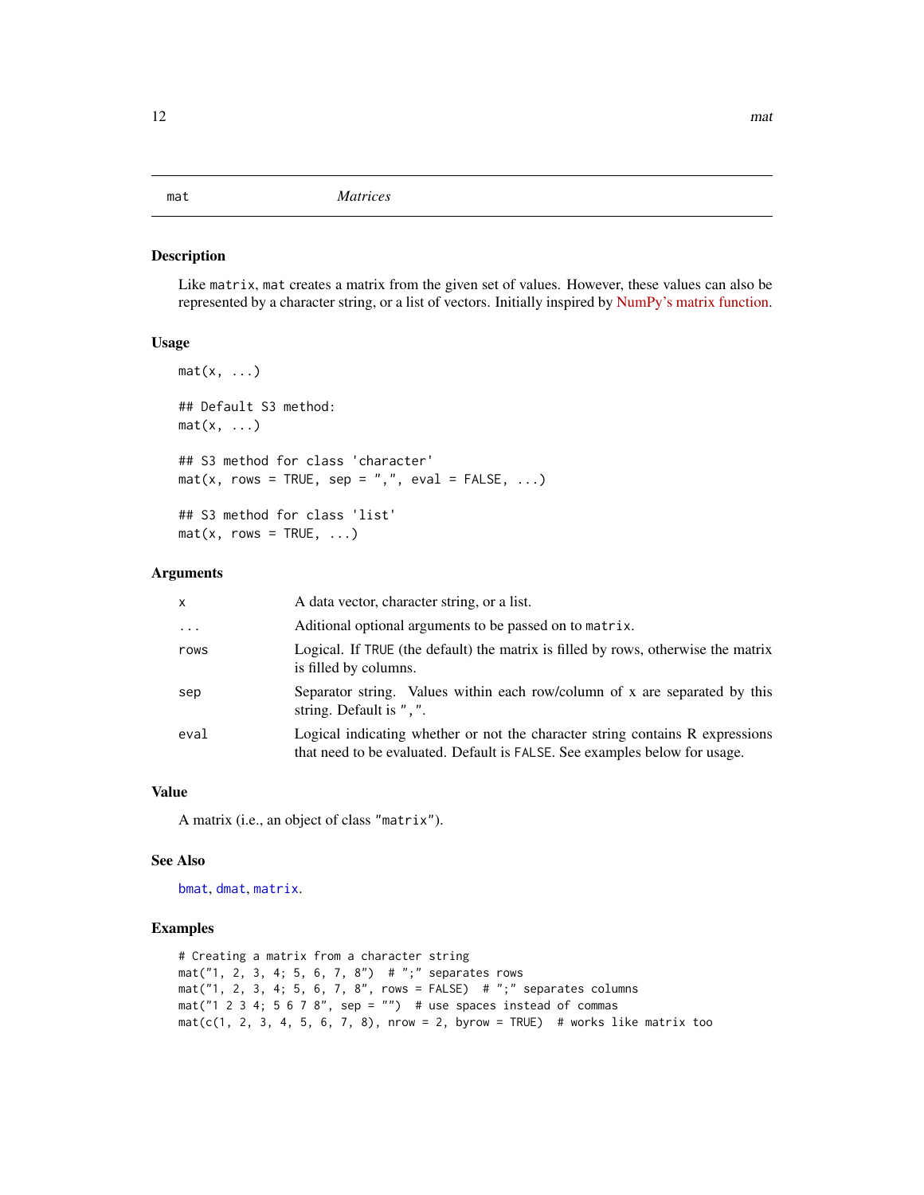# mat — *Matrices*

## Description

Like `matrix`, `mat` creates a matrix from the given set of values. However, these values can also be represented by a character string, or a list of vectors. Initially inspired by NumPy's matrix function.

## Usage

```
mat(x, ...)

## Default S3 method:
mat(x, ...)

## S3 method for class 'character'
mat(x, rows = TRUE, sep = ",", eval = FALSE, ...)

## S3 method for class 'list'
mat(x, rows = TRUE, ...)
```

## Arguments

| | |
|---|---|
| `x` | A data vector, character string, or a list. |
| `...` | Aditional optional arguments to be passed on to `matrix`. |
| `rows` | Logical. If `TRUE` (the default) the matrix is filled by rows, otherwise the matrix is filled by columns. |
| `sep` | Separator string. Values within each row/column of x are separated by this string. Default is `","`. |
| `eval` | Logical indicating whether or not the character string contains R expressions that need to be evaluated. Default is `FALSE`. See examples below for usage. |

## Value

A matrix (i.e., an object of class `"matrix"`).

## See Also

`bmat`, `dmat`, `matrix`.

## Examples

```
# Creating a matrix from a character string
mat("1, 2, 3, 4; 5, 6, 7, 8")  # ";" separates rows
mat("1, 2, 3, 4; 5, 6, 7, 8", rows = FALSE)  # ";" separates columns
mat("1 2 3 4; 5 6 7 8", sep = "")  # use spaces instead of commas
mat(c(1, 2, 3, 4, 5, 6, 7, 8), nrow = 2, byrow = TRUE)  # works like matrix too
```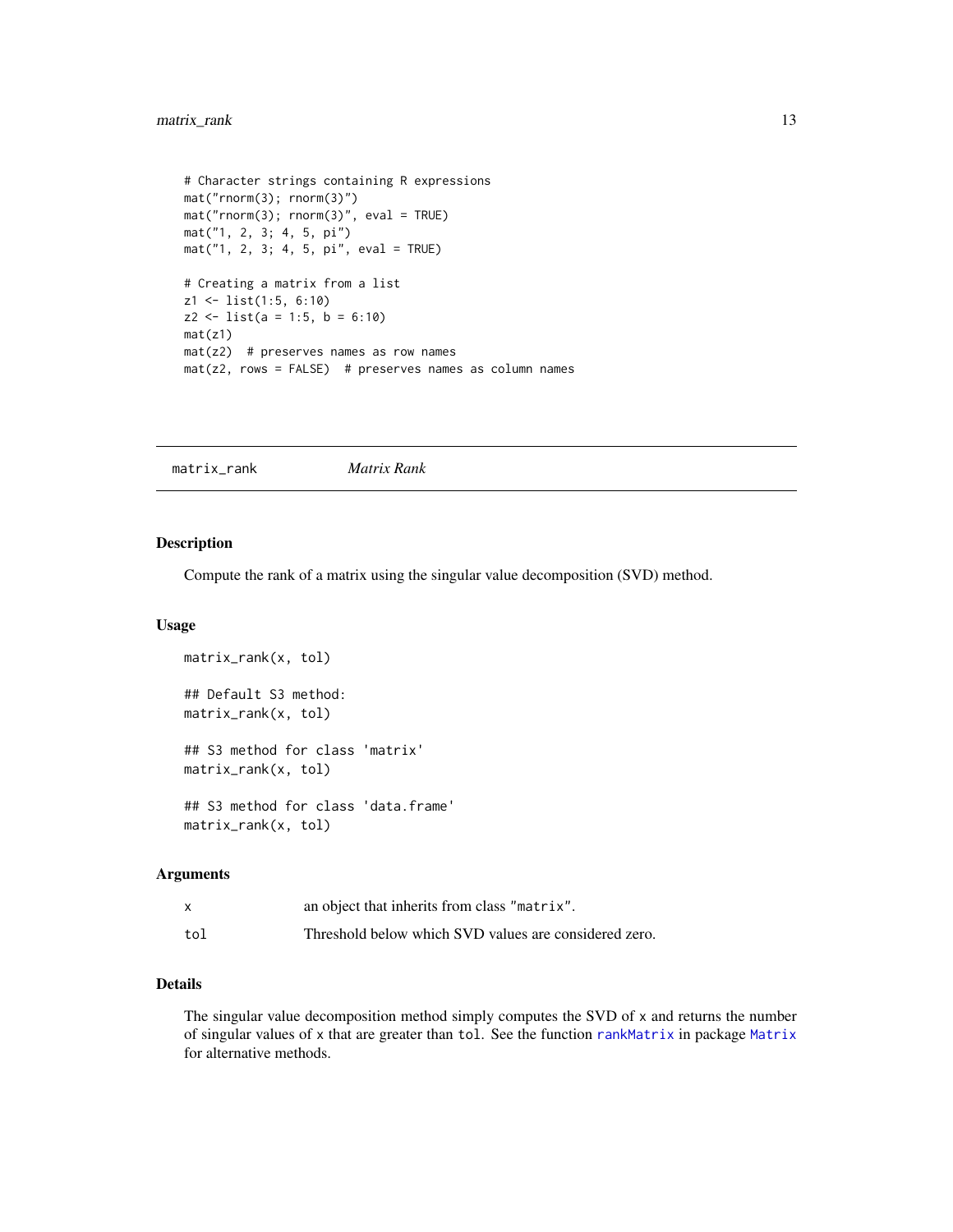```
# Character strings containing R expressions
mat("rnorm(3); rnorm(3)")
mat("rnorm(3); rnorm(3)", eval = TRUE)
mat("1, 2, 3; 4, 5, pi")
mat("1, 2, 3; 4, 5, pi", eval = TRUE)

# Creating a matrix from a list
z1 <- list(1:5, 6:10)
z2 <- list(a = 1:5, b = 6:10)
mat(z1)
mat(z2)  # preserves names as row names
mat(z2, rows = FALSE)  # preserves names as column names
```

---

`matrix_rank` *Matrix Rank*

---

## Description

Compute the rank of a matrix using the singular value decomposition (SVD) method.

## Usage

```
matrix_rank(x, tol)

## Default S3 method:
matrix_rank(x, tol)

## S3 method for class 'matrix'
matrix_rank(x, tol)

## S3 method for class 'data.frame'
matrix_rank(x, tol)
```

## Arguments

| | |
|---|---|
| `x` | an object that inherits from class `"matrix"`. |
| `tol` | Threshold below which SVD values are considered zero. |

## Details

The singular value decomposition method simply computes the SVD of `x` and returns the number of singular values of `x` that are greater than `tol`. See the function `rankMatrix` in package `Matrix` for alternative methods.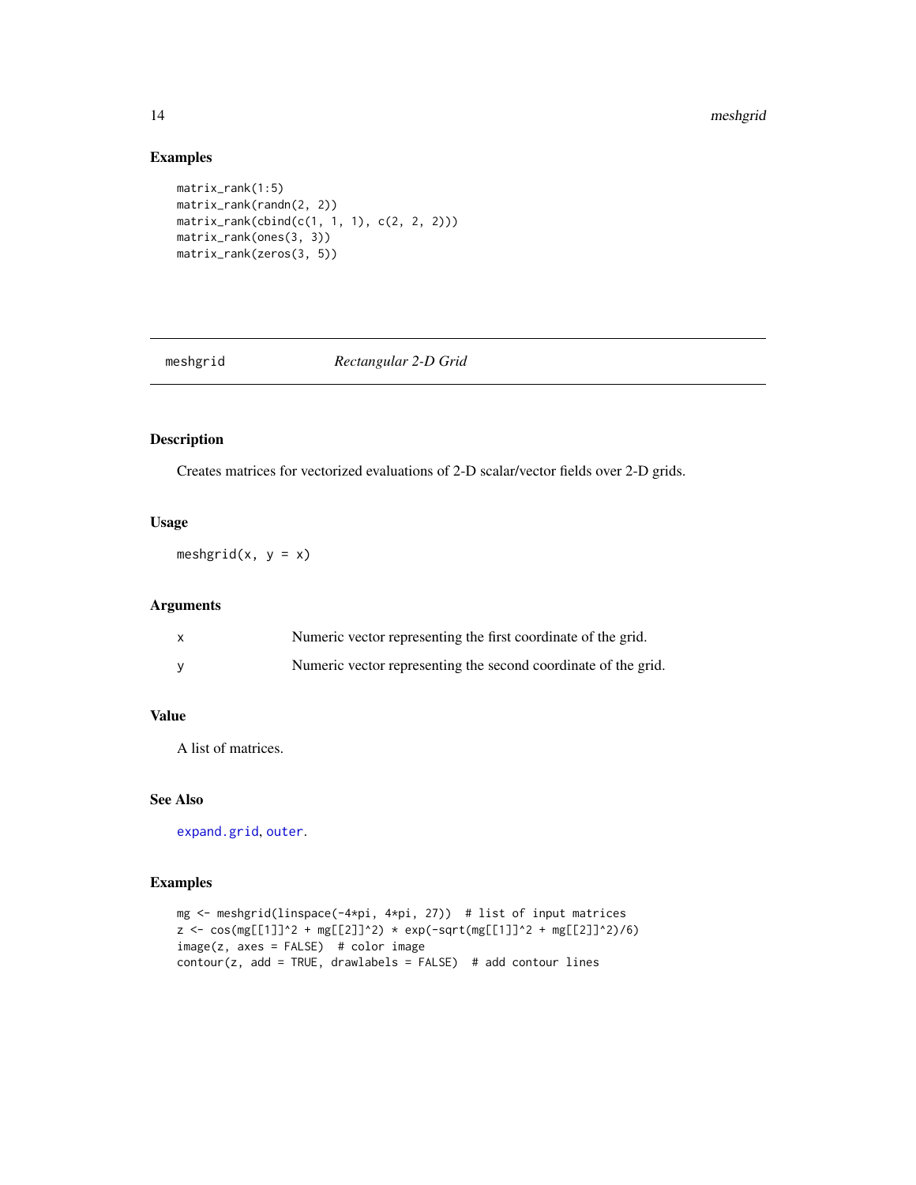## Examples

```
matrix_rank(1:5)
matrix_rank(randn(2, 2))
matrix_rank(cbind(c(1, 1, 1), c(2, 2, 2)))
matrix_rank(ones(3, 3))
matrix_rank(zeros(3, 5))
```

---

# meshgrid — *Rectangular 2-D Grid*

---

## Description

Creates matrices for vectorized evaluations of 2-D scalar/vector fields over 2-D grids.

## Usage

```
meshgrid(x, y = x)
```

## Arguments

| | |
|---|---|
| x | Numeric vector representing the first coordinate of the grid. |
| y | Numeric vector representing the second coordinate of the grid. |

## Value

A list of matrices.

## See Also

expand.grid, outer.

## Examples

```
mg <- meshgrid(linspace(-4*pi, 4*pi, 27))  # list of input matrices
z <- cos(mg[[1]]^2 + mg[[2]]^2) * exp(-sqrt(mg[[1]]^2 + mg[[2]]^2)/6)
image(z, axes = FALSE)  # color image
contour(z, add = TRUE, drawlabels = FALSE)  # add contour lines
```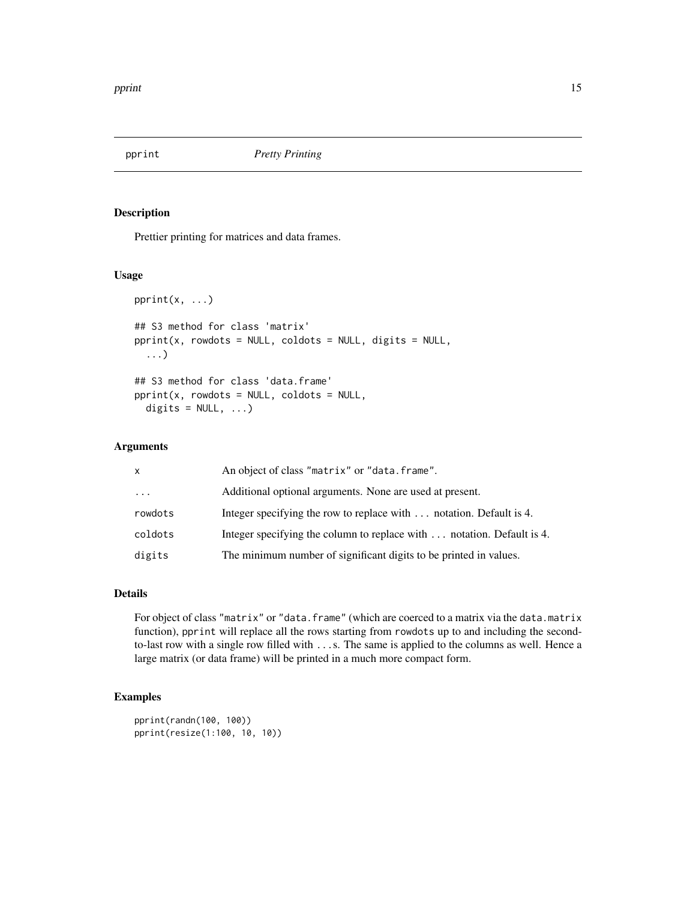## pprint — *Pretty Printing*

### Description

Prettier printing for matrices and data frames.

### Usage

```
pprint(x, ...)

## S3 method for class 'matrix'
pprint(x, rowdots = NULL, coldots = NULL, digits = NULL,
  ...)

## S3 method for class 'data.frame'
pprint(x, rowdots = NULL, coldots = NULL,
  digits = NULL, ...)
```

### Arguments

| | |
|---|---|
| `x` | An object of class `"matrix"` or `"data.frame"`. |
| `...` | Additional optional arguments. None are used at present. |
| `rowdots` | Integer specifying the row to replace with `...` notation. Default is 4. |
| `coldots` | Integer specifying the column to replace with `...` notation. Default is 4. |
| `digits` | The minimum number of significant digits to be printed in values. |

### Details

For object of class `"matrix"` or `"data.frame"` (which are coerced to a matrix via the `data.matrix` function), `pprint` will replace all the rows starting from `rowdots` up to and including the second-to-last row with a single row filled with `...`s. The same is applied to the columns as well. Hence a large matrix (or data frame) will be printed in a much more compact form.

### Examples

```
pprint(randn(100, 100))
pprint(resize(1:100, 10, 10))
```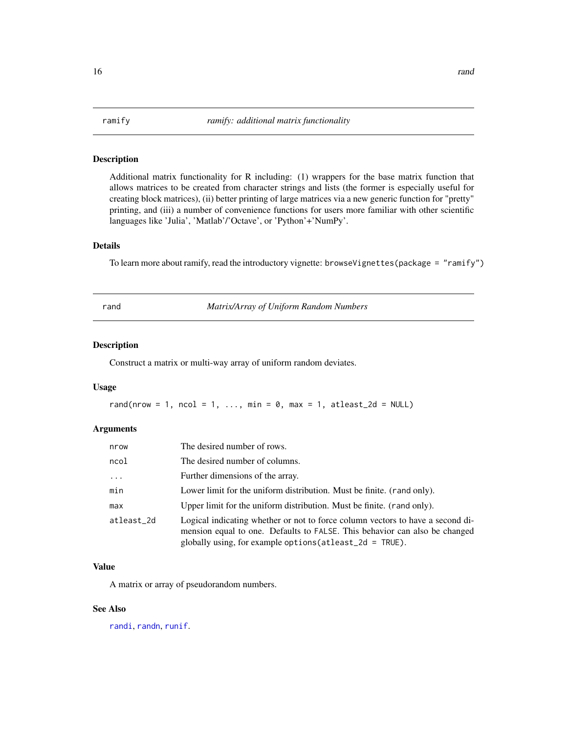## ramify — *ramify: additional matrix functionality*

### Description

Additional matrix functionality for R including: (1) wrappers for the base matrix function that allows matrices to be created from character strings and lists (the former is especially useful for creating block matrices), (ii) better printing of large matrices via a new generic function for "pretty" printing, and (iii) a number of convenience functions for users more familiar with other scientific languages like 'Julia', 'Matlab'/'Octave', or 'Python'+'NumPy'.

### Details

To learn more about ramify, read the introductory vignette: `browseVignettes(package = "ramify")`

## rand — *Matrix/Array of Uniform Random Numbers*

### Description

Construct a matrix or multi-way array of uniform random deviates.

### Usage

```
rand(nrow = 1, ncol = 1, ..., min = 0, max = 1, atleast_2d = NULL)
```

### Arguments

| | |
|---|---|
| `nrow` | The desired number of rows. |
| `ncol` | The desired number of columns. |
| `...` | Further dimensions of the array. |
| `min` | Lower limit for the uniform distribution. Must be finite. (`rand` only). |
| `max` | Upper limit for the uniform distribution. Must be finite. (`rand` only). |
| `atleast_2d` | Logical indicating whether or not to force column vectors to have a second dimension equal to one. Defaults to `FALSE`. This behavior can also be changed globally using, for example `options(atleast_2d = TRUE)`. |

### Value

A matrix or array of pseudorandom numbers.

### See Also

`randi`, `randn`, `runif`.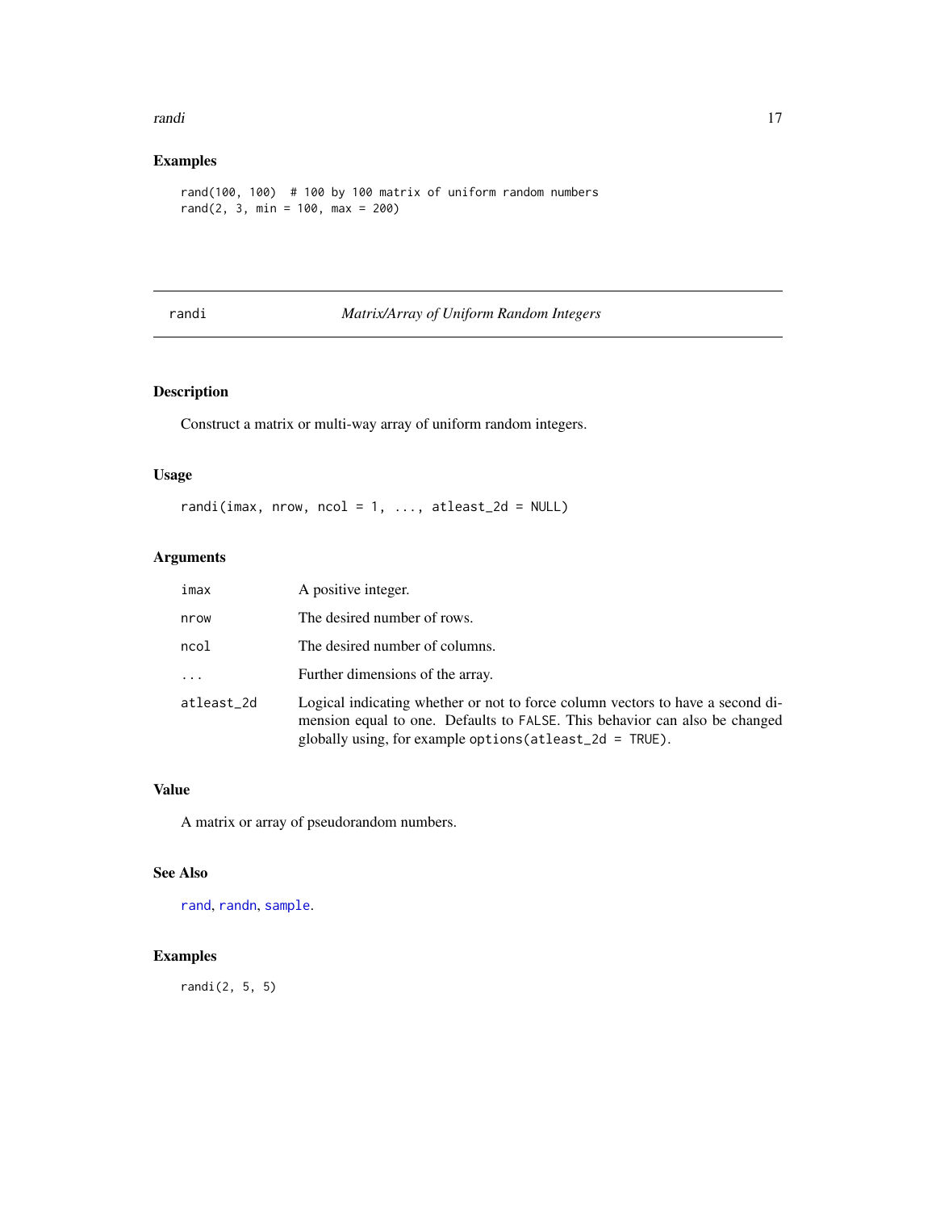## Examples

```
rand(100, 100)  # 100 by 100 matrix of uniform random numbers
rand(2, 3, min = 100, max = 200)
```

---

# randi — *Matrix/Array of Uniform Random Integers*

---

## Description

Construct a matrix or multi-way array of uniform random integers.

## Usage

```
randi(imax, nrow, ncol = 1, ..., atleast_2d = NULL)
```

## Arguments

| | |
|---|---|
| imax | A positive integer. |
| nrow | The desired number of rows. |
| ncol | The desired number of columns. |
| ... | Further dimensions of the array. |
| atleast_2d | Logical indicating whether or not to force column vectors to have a second dimension equal to one. Defaults to `FALSE`. This behavior can also be changed globally using, for example `options(atleast_2d = TRUE)`. |

## Value

A matrix or array of pseudorandom numbers.

## See Also

`rand`, `randn`, `sample`.

## Examples

```
randi(2, 5, 5)
```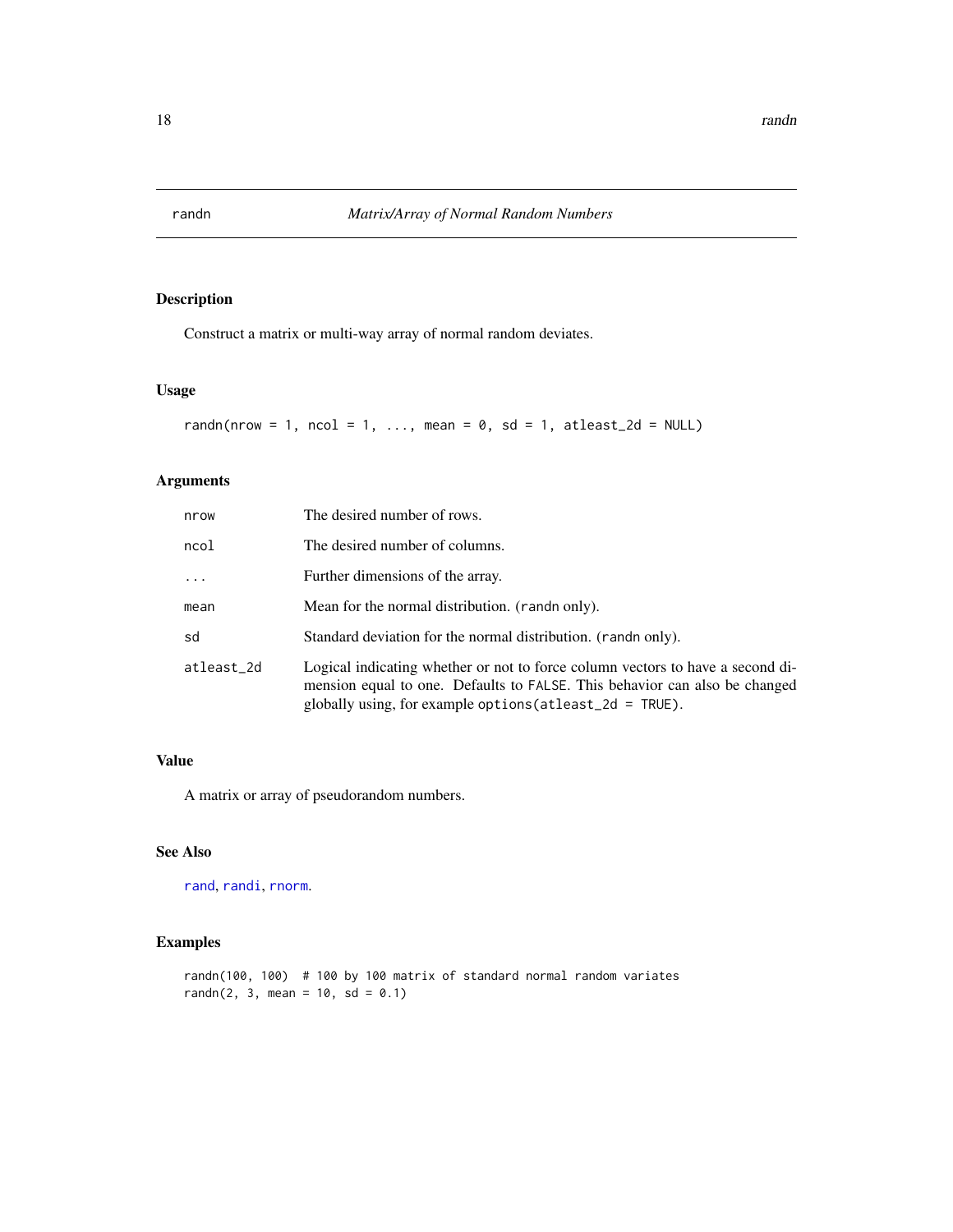# randn — *Matrix/Array of Normal Random Numbers*

## Description

Construct a matrix or multi-way array of normal random deviates.

## Usage

```
randn(nrow = 1, ncol = 1, ..., mean = 0, sd = 1, atleast_2d = NULL)
```

## Arguments

| Argument | Description |
| --- | --- |
| nrow | The desired number of rows. |
| ncol | The desired number of columns. |
| ... | Further dimensions of the array. |
| mean | Mean for the normal distribution. (randn only). |
| sd | Standard deviation for the normal distribution. (randn only). |
| atleast_2d | Logical indicating whether or not to force column vectors to have a second dimension equal to one. Defaults to FALSE. This behavior can also be changed globally using, for example options(atleast_2d = TRUE). |

## Value

A matrix or array of pseudorandom numbers.

## See Also

rand, randi, rnorm.

## Examples

```
randn(100, 100)  # 100 by 100 matrix of standard normal random variates
randn(2, 3, mean = 10, sd = 0.1)
```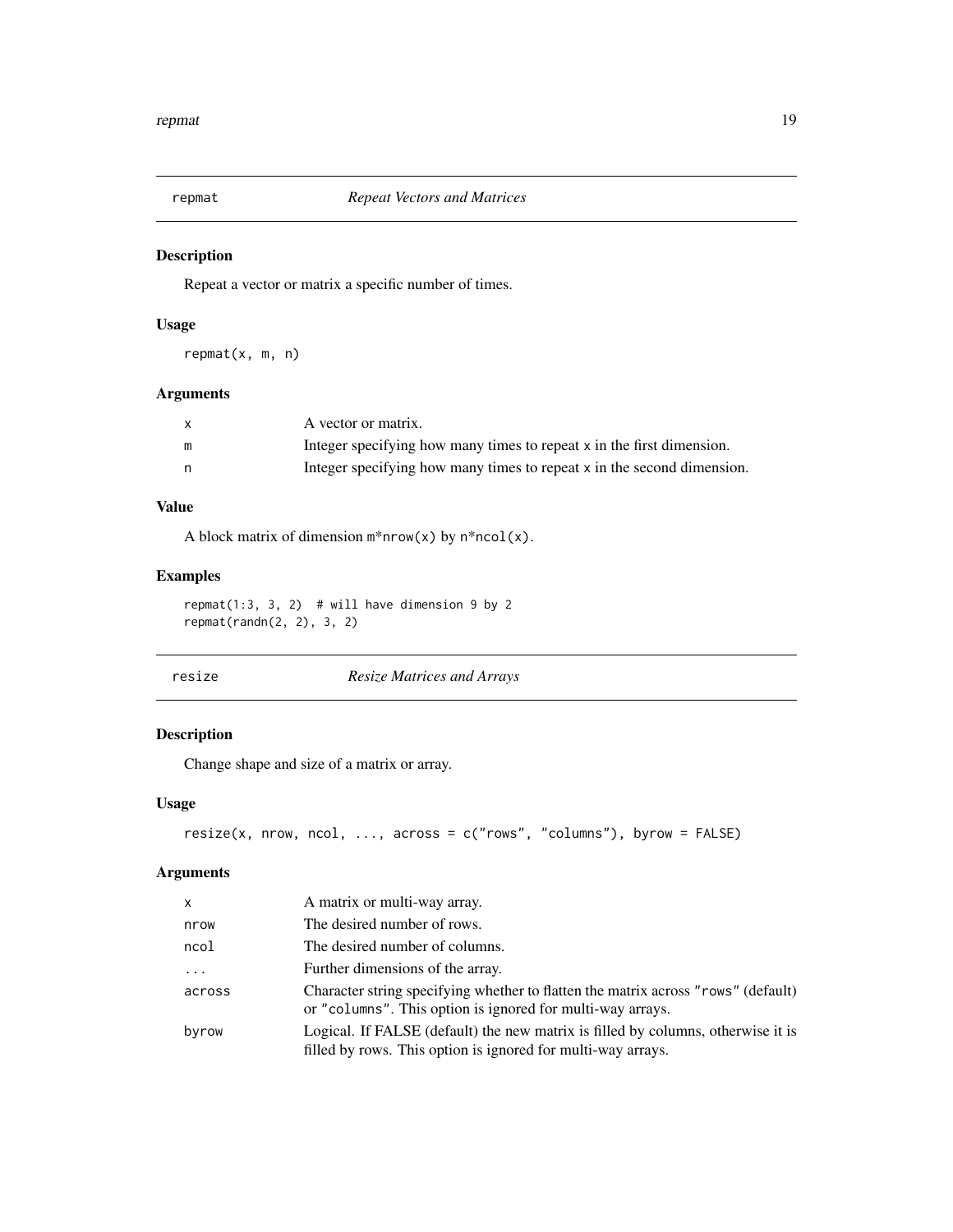## repmat *Repeat Vectors and Matrices*

### Description

Repeat a vector or matrix a specific number of times.

### Usage

```
repmat(x, m, n)
```

### Arguments

| | |
|---|---|
| `x` | A vector or matrix. |
| `m` | Integer specifying how many times to repeat `x` in the first dimension. |
| `n` | Integer specifying how many times to repeat `x` in the second dimension. |

### Value

A block matrix of dimension `m*nrow(x)` by `n*ncol(x)`.

### Examples

```
repmat(1:3, 3, 2)  # will have dimension 9 by 2
repmat(randn(2, 2), 3, 2)
```

## resize *Resize Matrices and Arrays*

### Description

Change shape and size of a matrix or array.

### Usage

```
resize(x, nrow, ncol, ..., across = c("rows", "columns"), byrow = FALSE)
```

### Arguments

| | |
|---|---|
| `x` | A matrix or multi-way array. |
| `nrow` | The desired number of rows. |
| `ncol` | The desired number of columns. |
| `...` | Further dimensions of the array. |
| `across` | Character string specifying whether to flatten the matrix across `"rows"` (default) or `"columns"`. This option is ignored for multi-way arrays. |
| `byrow` | Logical. If FALSE (default) the new matrix is filled by columns, otherwise it is filled by rows. This option is ignored for multi-way arrays. |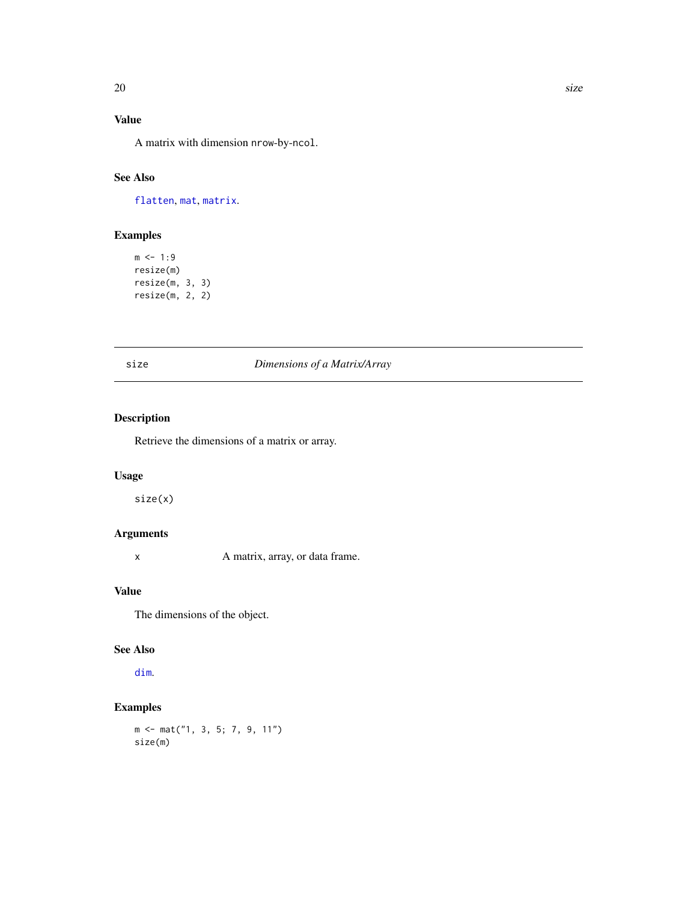### Value

A matrix with dimension `nrow`-by-`ncol`.

### See Also

`flatten`, `mat`, `matrix`.

### Examples

```
m <- 1:9
resize(m)
resize(m, 3, 3)
resize(m, 2, 2)
```

---

## size — *Dimensions of a Matrix/Array*

---

### Description

Retrieve the dimensions of a matrix or array.

### Usage

```
size(x)
```

### Arguments

| | |
|---|---|
| `x` | A matrix, array, or data frame. |

### Value

The dimensions of the object.

### See Also

`dim`.

### Examples

```
m <- mat("1, 3, 5; 7, 9, 11")
size(m)
```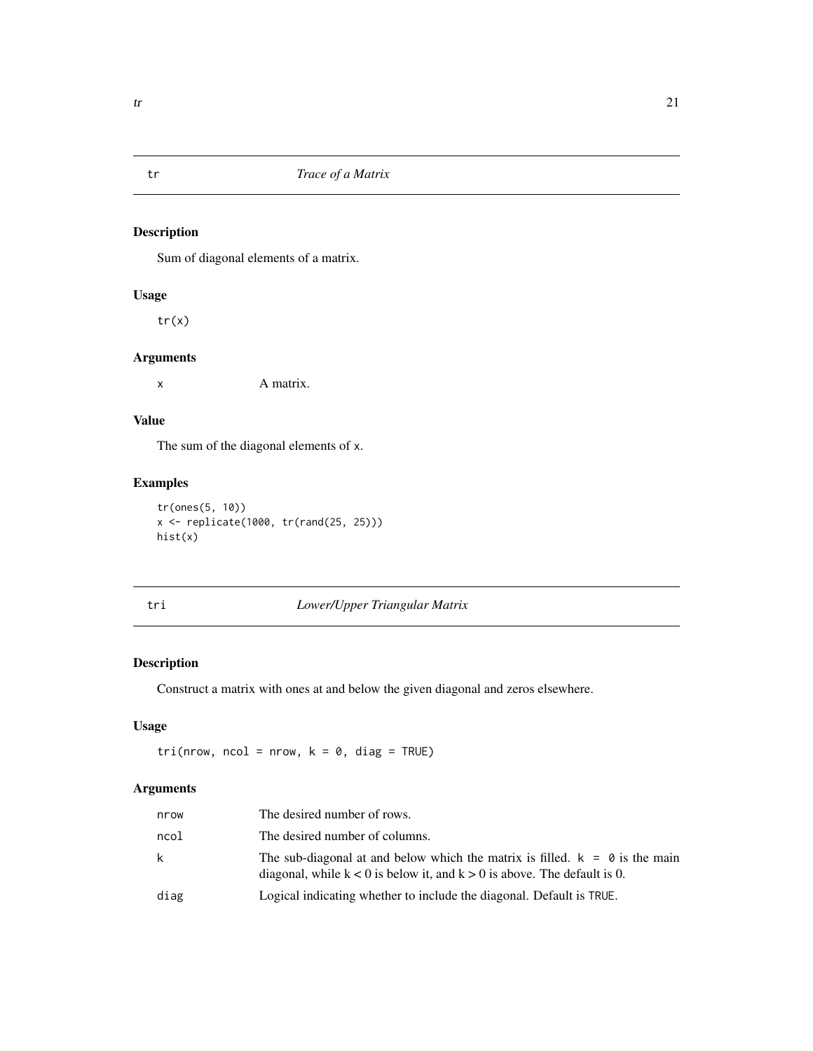## tr — *Trace of a Matrix*

### Description

Sum of diagonal elements of a matrix.

### Usage

```
tr(x)
```

### Arguments

| | |
|---|---|
| x | A matrix. |

### Value

The sum of the diagonal elements of x.

### Examples

```
tr(ones(5, 10))
x <- replicate(1000, tr(rand(25, 25)))
hist(x)
```

## tri — *Lower/Upper Triangular Matrix*

### Description

Construct a matrix with ones at and below the given diagonal and zeros elsewhere.

### Usage

```
tri(nrow, ncol = nrow, k = 0, diag = TRUE)
```

### Arguments

| | |
|---|---|
| nrow | The desired number of rows. |
| ncol | The desired number of columns. |
| k | The sub-diagonal at and below which the matrix is filled. k = 0 is the main diagonal, while $k < 0$ is below it, and $k > 0$ is above. The default is 0. |
| diag | Logical indicating whether to include the diagonal. Default is TRUE. |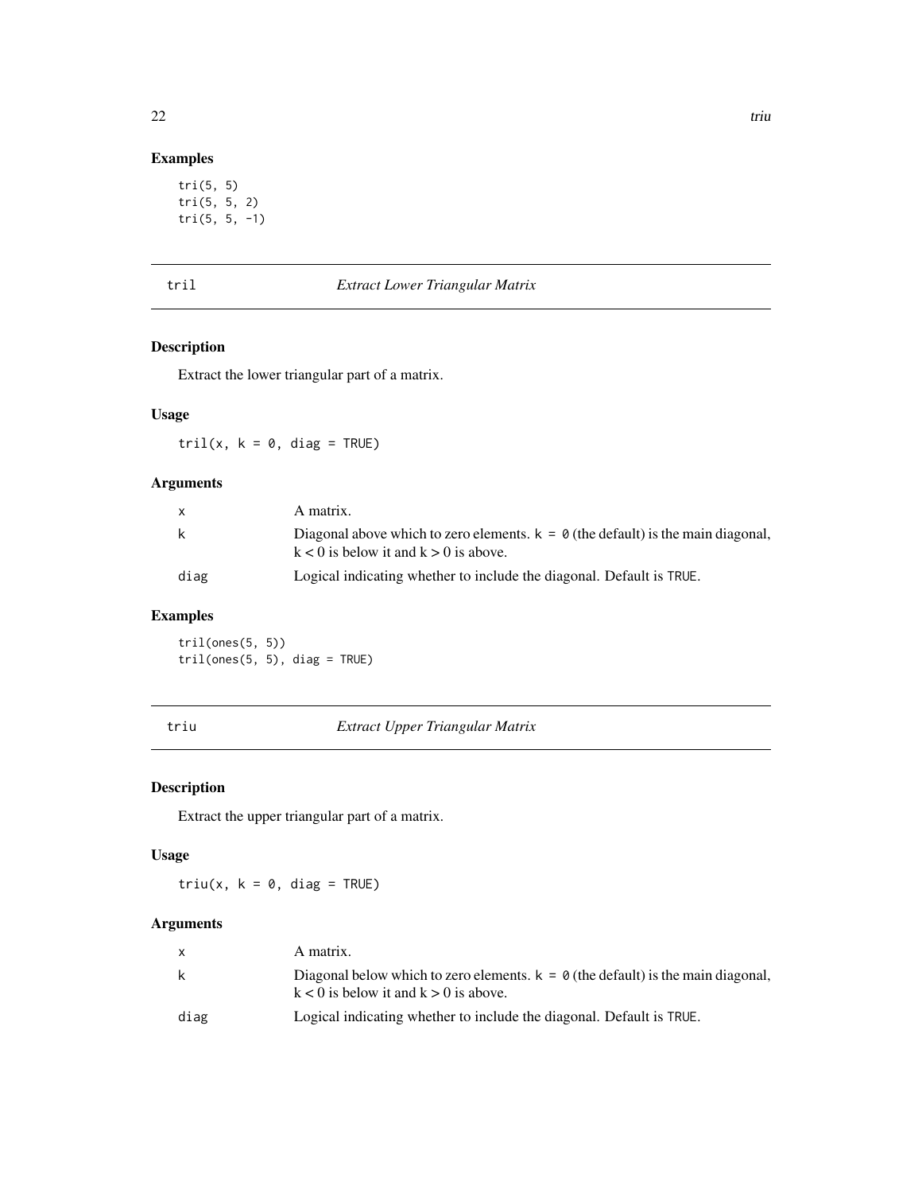## Examples

```
tri(5, 5)
tri(5, 5, 2)
tri(5, 5, -1)
```

---

## tril — *Extract Lower Triangular Matrix*

### Description

Extract the lower triangular part of a matrix.

### Usage

```
tril(x, k = 0, diag = TRUE)
```

### Arguments

| | |
|---|---|
| x | A matrix. |
| k | Diagonal above which to zero elements. `k = 0` (the default) is the main diagonal, $k < 0$ is below it and $k > 0$ is above. |
| diag | Logical indicating whether to include the diagonal. Default is `TRUE`. |

### Examples

```
tril(ones(5, 5))
tril(ones(5, 5), diag = TRUE)
```

---

## triu — *Extract Upper Triangular Matrix*

### Description

Extract the upper triangular part of a matrix.

### Usage

```
triu(x, k = 0, diag = TRUE)
```

### Arguments

| | |
|---|---|
| x | A matrix. |
| k | Diagonal below which to zero elements. `k = 0` (the default) is the main diagonal, $k < 0$ is below it and $k > 0$ is above. |
| diag | Logical indicating whether to include the diagonal. Default is `TRUE`. |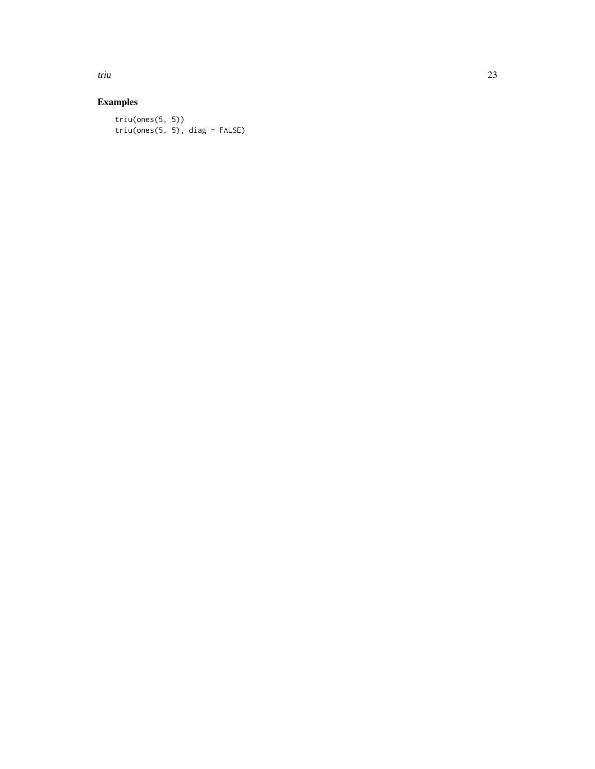## Examples

```
triu(ones(5, 5))
triu(ones(5, 5), diag = FALSE)
```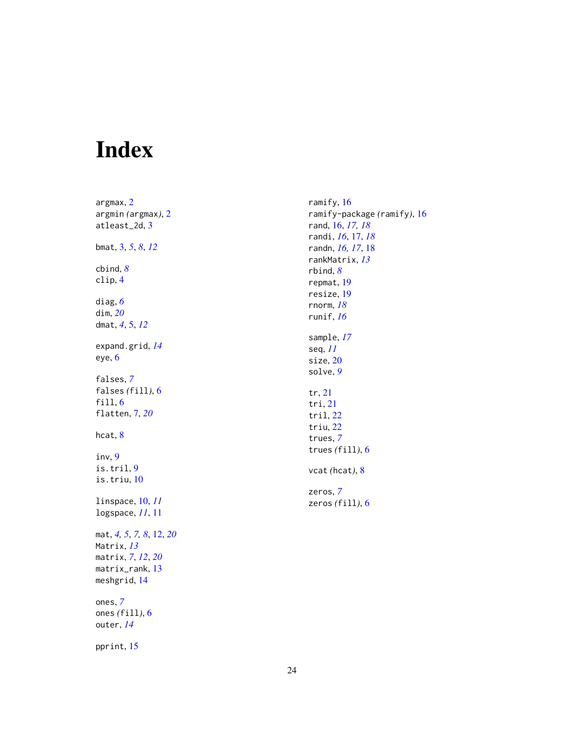# Index

argmax, 2
argmin (argmax), 2
atleast_2d, 3

bmat, 3, *5*, *8*, *12*

cbind, *8*
clip, 4

diag, *6*
dim, *20*
dmat, *4*, 5, *12*

expand.grid, *14*
eye, 6

falses, *7*
falses (fill), 6
fill, 6
flatten, 7, *20*

hcat, 8

inv, 9
is.tril, 9
is.triu, 10

linspace, 10, *11*
logspace, *11*, 11

mat, *4*, *5*, *7*, *8*, 12, *20*
Matrix, *13*
matrix, *7*, *12*, *20*
matrix_rank, 13
meshgrid, 14

ones, *7*
ones (fill), 6
outer, *14*

pprint, 15

ramify, 16
ramify-package (ramify), 16
rand, 16, *17*, *18*
randi, *16*, 17, *18*
randn, *16*, *17*, 18
rankMatrix, *13*
rbind, *8*
repmat, 19
resize, 19
rnorm, *18*
runif, *16*

sample, *17*
seq, *11*
size, 20
solve, *9*

tr, 21
tri, 21
tril, 22
triu, 22
trues, *7*
trues (fill), 6

vcat (hcat), 8

zeros, *7*
zeros (fill), 6